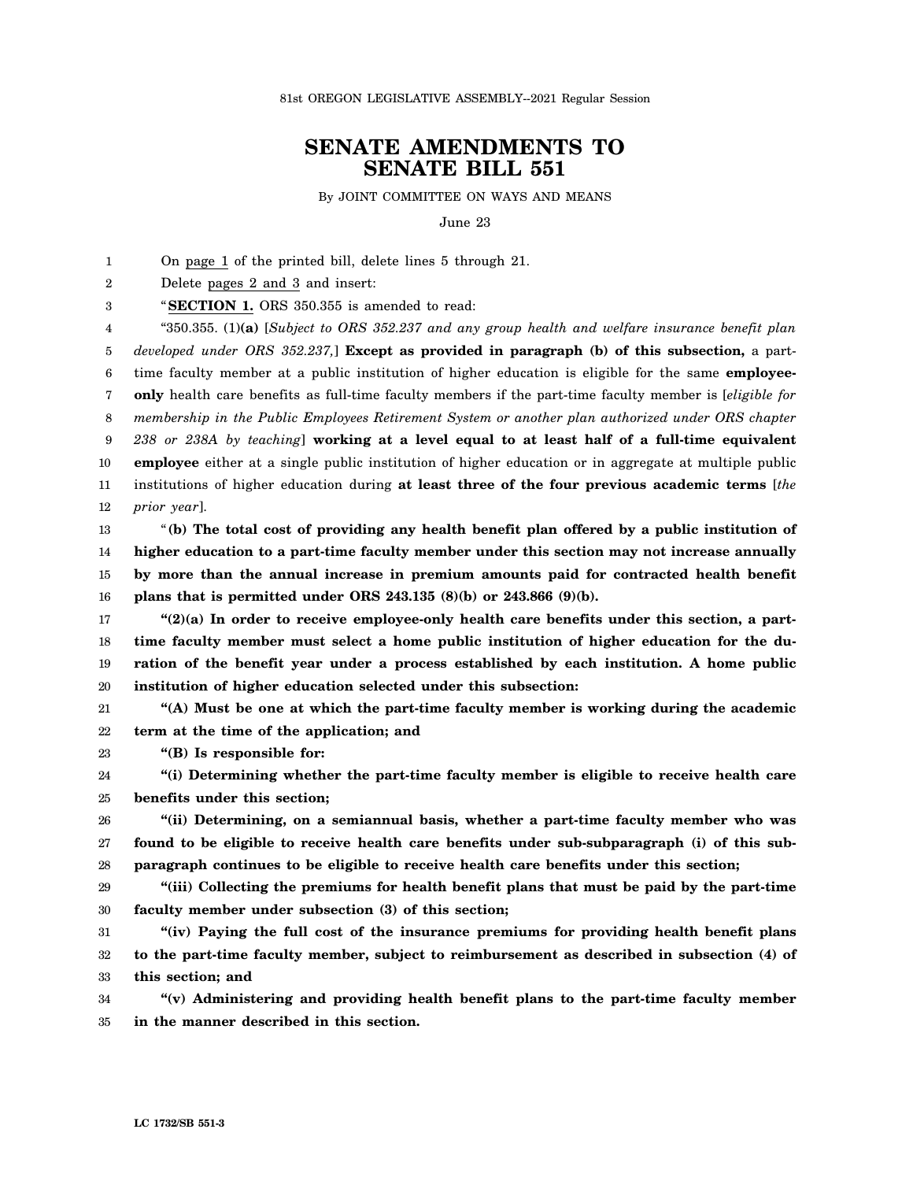81st OREGON LEGISLATIVE ASSEMBLY--2021 Regular Session

# SENATE AMENDMENTS TO SENATE BILL 551

By JOINT COMMITTEE ON WAYS AND MEANS

June 23

On page 1 of the printed bill, delete lines 5 through 21.

Delete pages 2 and 3 and insert:

"**SECTION 1.** ORS 350.355 is amended to read:

"350.355. (1)**(a)** [*Subject to ORS 352.237 and any group health and welfare insurance benefit plan developed under ORS 352.237,*] **Except as provided in paragraph (b) of this subsection,** a part-time faculty member at a public institution of higher education is eligible for the same **employee-only** health care benefits as full-time faculty members if the part-time faculty member is [*eligible for membership in the Public Employees Retirement System or another plan authorized under ORS chapter 238 or 238A by teaching*] **working at a level equal to at least half of a full-time equivalent employee** either at a single public institution of higher education or in aggregate at multiple public institutions of higher education during **at least three of the four previous academic terms** [*the prior year*].

"**(b) The total cost of providing any health benefit plan offered by a public institution of higher education to a part-time faculty member under this section may not increase annually by more than the annual increase in premium amounts paid for contracted health benefit plans that is permitted under ORS 243.135 (8)(b) or 243.866 (9)(b).**

**"(2)(a) In order to receive employee-only health care benefits under this section, a part-time faculty member must select a home public institution of higher education for the duration of the benefit year under a process established by each institution. A home public institution of higher education selected under this subsection:**

**"(A) Must be one at which the part-time faculty member is working during the academic term at the time of the application; and**

**"(B) Is responsible for:**

**"(i) Determining whether the part-time faculty member is eligible to receive health care benefits under this section;**

**"(ii) Determining, on a semiannual basis, whether a part-time faculty member who was found to be eligible to receive health care benefits under sub-subparagraph (i) of this subparagraph continues to be eligible to receive health care benefits under this section;**

**"(iii) Collecting the premiums for health benefit plans that must be paid by the part-time faculty member under subsection (3) of this section;**

**"(iv) Paying the full cost of the insurance premiums for providing health benefit plans to the part-time faculty member, subject to reimbursement as described in subsection (4) of this section; and**

**"(v) Administering and providing health benefit plans to the part-time faculty member in the manner described in this section.**

LC 1732/SB 551-3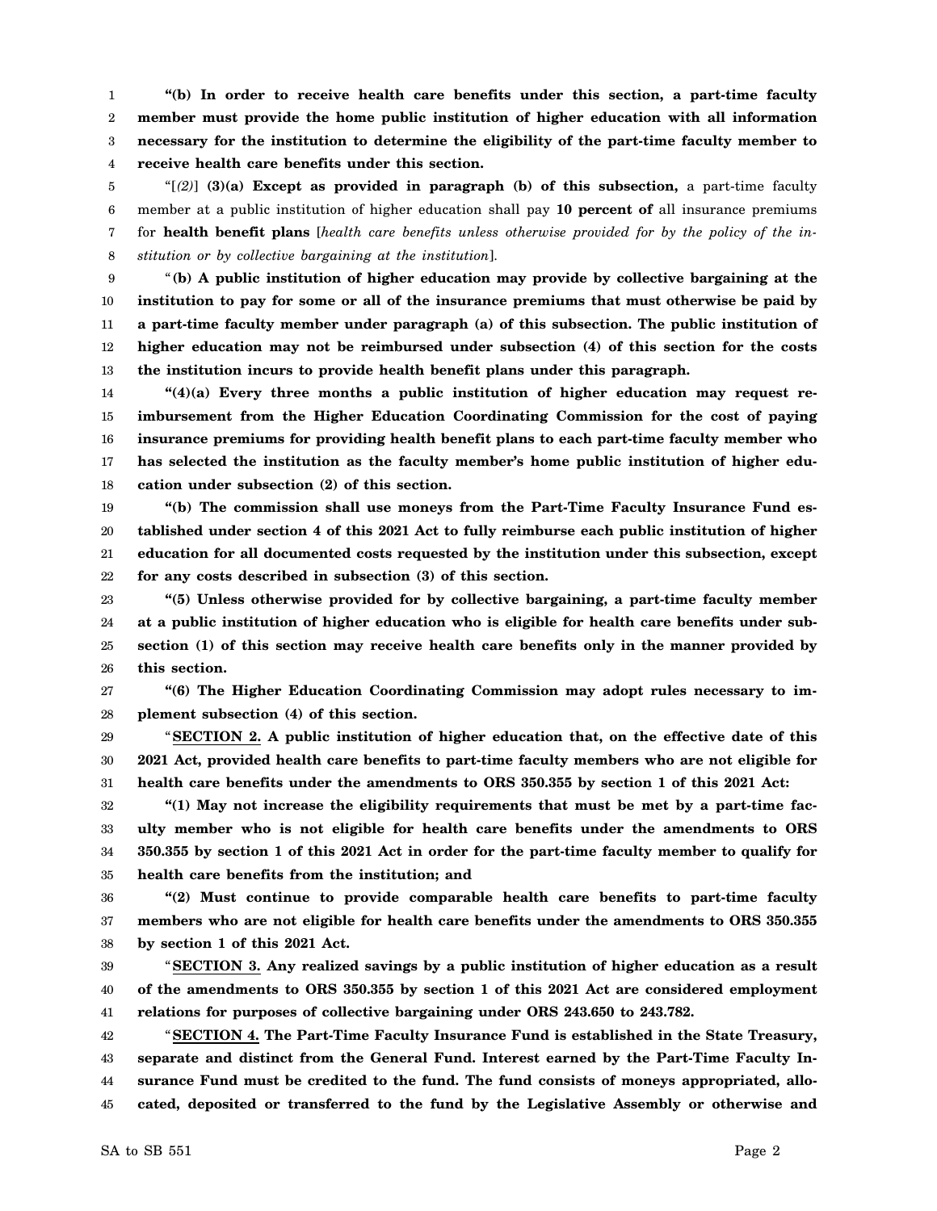**"(b) In order to receive health care benefits under this section, a part-time faculty member must provide the home public institution of higher education with all information necessary for the institution to determine the eligibility of the part-time faculty member to receive health care benefits under this section.**

"[*(2)*] **(3)(a) Except as provided in paragraph (b) of this subsection,** a part-time faculty member at a public institution of higher education shall pay **10 percent of** all insurance premiums for **health benefit plans** [*health care benefits unless otherwise provided for by the policy of the institution or by collective bargaining at the institution*].

"**(b) A public institution of higher education may provide by collective bargaining at the institution to pay for some or all of the insurance premiums that must otherwise be paid by a part-time faculty member under paragraph (a) of this subsection. The public institution of higher education may not be reimbursed under subsection (4) of this section for the costs the institution incurs to provide health benefit plans under this paragraph.**

**"(4)(a) Every three months a public institution of higher education may request reimbursement from the Higher Education Coordinating Commission for the cost of paying insurance premiums for providing health benefit plans to each part-time faculty member who has selected the institution as the faculty member's home public institution of higher education under subsection (2) of this section.**

**"(b) The commission shall use moneys from the Part-Time Faculty Insurance Fund established under section 4 of this 2021 Act to fully reimburse each public institution of higher education for all documented costs requested by the institution under this subsection, except for any costs described in subsection (3) of this section.**

**"(5) Unless otherwise provided for by collective bargaining, a part-time faculty member at a public institution of higher education who is eligible for health care benefits under subsection (1) of this section may receive health care benefits only in the manner provided by this section.**

**"(6) The Higher Education Coordinating Commission may adopt rules necessary to implement subsection (4) of this section.**

"**SECTION 2. A public institution of higher education that, on the effective date of this 2021 Act, provided health care benefits to part-time faculty members who are not eligible for health care benefits under the amendments to ORS 350.355 by section 1 of this 2021 Act:**

**"(1) May not increase the eligibility requirements that must be met by a part-time faculty member who is not eligible for health care benefits under the amendments to ORS 350.355 by section 1 of this 2021 Act in order for the part-time faculty member to qualify for health care benefits from the institution; and**

**"(2) Must continue to provide comparable health care benefits to part-time faculty members who are not eligible for health care benefits under the amendments to ORS 350.355 by section 1 of this 2021 Act.**

"**SECTION 3. Any realized savings by a public institution of higher education as a result of the amendments to ORS 350.355 by section 1 of this 2021 Act are considered employment relations for purposes of collective bargaining under ORS 243.650 to 243.782.**

"**SECTION 4. The Part-Time Faculty Insurance Fund is established in the State Treasury, separate and distinct from the General Fund. Interest earned by the Part-Time Faculty Insurance Fund must be credited to the fund. The fund consists of moneys appropriated, allocated, deposited or transferred to the fund by the Legislative Assembly or otherwise and**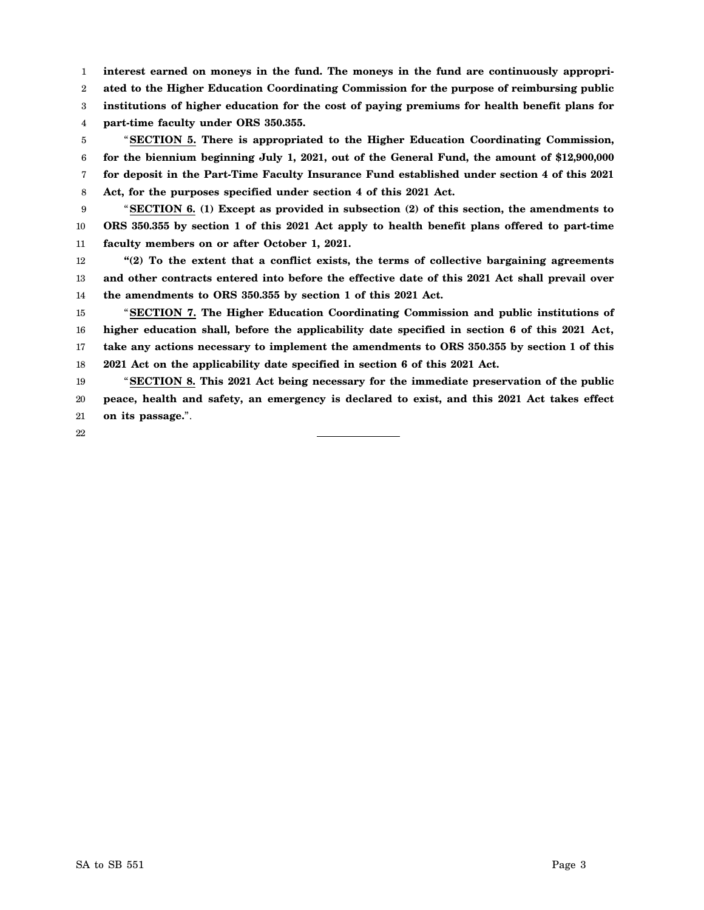**interest earned on moneys in the fund. The moneys in the fund are continuously appropriated to the Higher Education Coordinating Commission for the purpose of reimbursing public institutions of higher education for the cost of paying premiums for health benefit plans for part-time faculty under ORS 350.355.**

"**SECTION 5. There is appropriated to the Higher Education Coordinating Commission, for the biennium beginning July 1, 2021, out of the General Fund, the amount of $12,900,000 for deposit in the Part-Time Faculty Insurance Fund established under section 4 of this 2021 Act, for the purposes specified under section 4 of this 2021 Act.**

"**SECTION 6. (1) Except as provided in subsection (2) of this section, the amendments to ORS 350.355 by section 1 of this 2021 Act apply to health benefit plans offered to part-time faculty members on or after October 1, 2021.**

**"(2) To the extent that a conflict exists, the terms of collective bargaining agreements and other contracts entered into before the effective date of this 2021 Act shall prevail over the amendments to ORS 350.355 by section 1 of this 2021 Act.**

"**SECTION 7. The Higher Education Coordinating Commission and public institutions of higher education shall, before the applicability date specified in section 6 of this 2021 Act, take any actions necessary to implement the amendments to ORS 350.355 by section 1 of this 2021 Act on the applicability date specified in section 6 of this 2021 Act.**

"**SECTION 8. This 2021 Act being necessary for the immediate preservation of the public peace, health and safety, an emergency is declared to exist, and this 2021 Act takes effect on its passage.**".